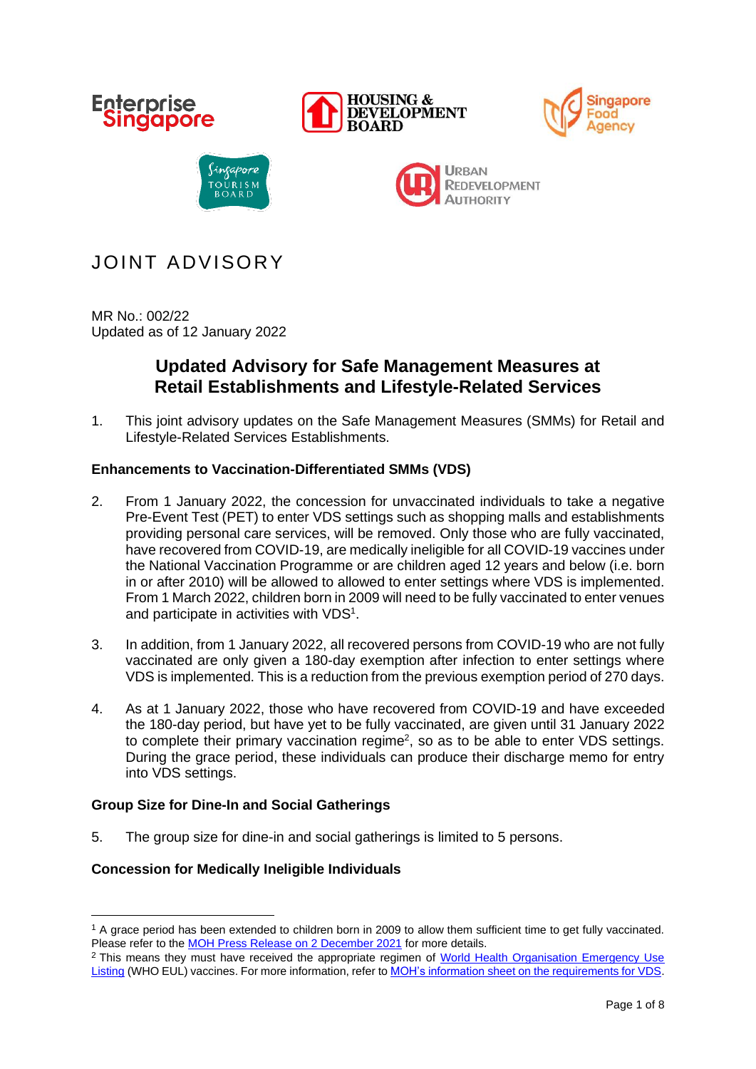Enterprise Singapore | Housing & Development Board | Singapore Food Agency | Singapore Tourism Board | Urban Redevelopment Authority

# JOINT ADVISORY

MR No.: 002/22
Updated as of 12 January 2022

## Updated Advisory for Safe Management Measures at Retail Establishments and Lifestyle-Related Services

1. This joint advisory updates on the Safe Management Measures (SMMs) for Retail and Lifestyle-Related Services Establishments.

### Enhancements to Vaccination-Differentiated SMMs (VDS)

2. From 1 January 2022, the concession for unvaccinated individuals to take a negative Pre-Event Test (PET) to enter VDS settings such as shopping malls and establishments providing personal care services, will be removed. Only those who are fully vaccinated, have recovered from COVID-19, are medically ineligible for all COVID-19 vaccines under the National Vaccination Programme or are children aged 12 years and below (i.e. born in or after 2010) will be allowed to allowed to enter settings where VDS is implemented. From 1 March 2022, children born in 2009 will need to be fully vaccinated to enter venues and participate in activities with VDS[1].

3. In addition, from 1 January 2022, all recovered persons from COVID-19 who are not fully vaccinated are only given a 180-day exemption after infection to enter settings where VDS is implemented. This is a reduction from the previous exemption period of 270 days.

4. As at 1 January 2022, those who have recovered from COVID-19 and have exceeded the 180-day period, but have yet to be fully vaccinated, are given until 31 January 2022 to complete their primary vaccination regime[2], so as to be able to enter VDS settings. During the grace period, these individuals can produce their discharge memo for entry into VDS settings.

### Group Size for Dine-In and Social Gatherings

5. The group size for dine-in and social gatherings is limited to 5 persons.

### Concession for Medically Ineligible Individuals

---

[1] A grace period has been extended to children born in 2009 to allow them sufficient time to get fully vaccinated. Please refer to the MOH Press Release on 2 December 2021 for more details.

[2] This means they must have received the appropriate regimen of World Health Organisation Emergency Use Listing (WHO EUL) vaccines. For more information, refer to MOH's information sheet on the requirements for VDS.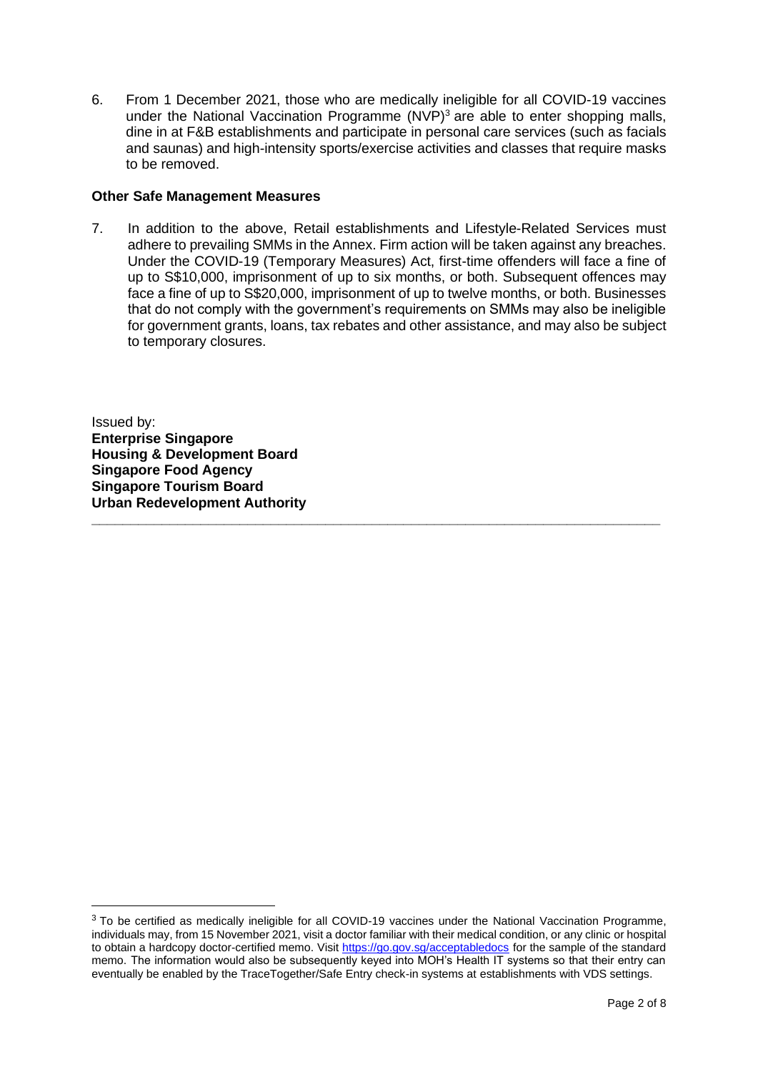6. From 1 December 2021, those who are medically ineligible for all COVID-19 vaccines under the National Vaccination Programme (NVP)[3] are able to enter shopping malls, dine in at F&B establishments and participate in personal care services (such as facials and saunas) and high-intensity sports/exercise activities and classes that require masks to be removed.

**Other Safe Management Measures**

7. In addition to the above, Retail establishments and Lifestyle-Related Services must adhere to prevailing SMMs in the Annex. Firm action will be taken against any breaches. Under the COVID-19 (Temporary Measures) Act, first-time offenders will face a fine of up to S$10,000, imprisonment of up to six months, or both. Subsequent offences may face a fine of up to S$20,000, imprisonment of up to twelve months, or both. Businesses that do not comply with the government's requirements on SMMs may also be ineligible for government grants, loans, tax rebates and other assistance, and may also be subject to temporary closures.

Issued by:
**Enterprise Singapore**
**Housing & Development Board**
**Singapore Food Agency**
**Singapore Tourism Board**
**Urban Redevelopment Authority**

---

[3] To be certified as medically ineligible for all COVID-19 vaccines under the National Vaccination Programme, individuals may, from 15 November 2021, visit a doctor familiar with their medical condition, or any clinic or hospital to obtain a hardcopy doctor-certified memo. Visit https://go.gov.sg/acceptabledocs for the sample of the standard memo. The information would also be subsequently keyed into MOH's Health IT systems so that their entry can eventually be enabled by the TraceTogether/Safe Entry check-in systems at establishments with VDS settings.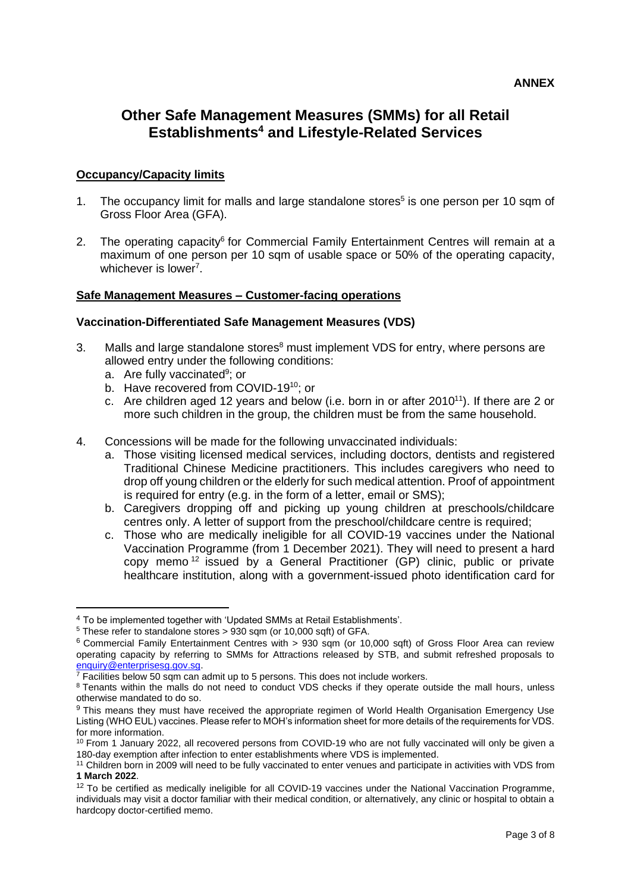**ANNEX**

# Other Safe Management Measures (SMMs) for all Retail Establishments[4] and Lifestyle-Related Services

## Occupancy/Capacity limits

1. The occupancy limit for malls and large standalone stores[5] is one person per 10 sqm of Gross Floor Area (GFA).

2. The operating capacity[6] for Commercial Family Entertainment Centres will remain at a maximum of one person per 10 sqm of usable space or 50% of the operating capacity, whichever is lower[7].

## Safe Management Measures – Customer-facing operations

### Vaccination-Differentiated Safe Management Measures (VDS)

3. Malls and large standalone stores[8] must implement VDS for entry, where persons are allowed entry under the following conditions:
   a. Are fully vaccinated[9]; or
   b. Have recovered from COVID-19[10]; or
   c. Are children aged 12 years and below (i.e. born in or after 2010[11]). If there are 2 or more such children in the group, the children must be from the same household.

4. Concessions will be made for the following unvaccinated individuals:
   a. Those visiting licensed medical services, including doctors, dentists and registered Traditional Chinese Medicine practitioners. This includes caregivers who need to drop off young children or the elderly for such medical attention. Proof of appointment is required for entry (e.g. in the form of a letter, email or SMS);
   b. Caregivers dropping off and picking up young children at preschools/childcare centres only. A letter of support from the preschool/childcare centre is required;
   c. Those who are medically ineligible for all COVID-19 vaccines under the National Vaccination Programme (from 1 December 2021). They will need to present a hard copy memo[12] issued by a General Practitioner (GP) clinic, public or private healthcare institution, along with a government-issued photo identification card for

---

[4] To be implemented together with 'Updated SMMs at Retail Establishments'.

[5] These refer to standalone stores > 930 sqm (or 10,000 sqft) of GFA.

[6] Commercial Family Entertainment Centres with > 930 sqm (or 10,000 sqft) of Gross Floor Area can review operating capacity by referring to SMMs for Attractions released by STB, and submit refreshed proposals to enquiry@enterprisesg.gov.sg.

[7] Facilities below 50 sqm can admit up to 5 persons. This does not include workers.

[8] Tenants within the malls do not need to conduct VDS checks if they operate outside the mall hours, unless otherwise mandated to do so.

[9] This means they must have received the appropriate regimen of World Health Organisation Emergency Use Listing (WHO EUL) vaccines. Please refer to MOH's information sheet for more details of the requirements for VDS. for more information.

[10] From 1 January 2022, all recovered persons from COVID-19 who are not fully vaccinated will only be given a 180-day exemption after infection to enter establishments where VDS is implemented.

[11] Children born in 2009 will need to be fully vaccinated to enter venues and participate in activities with VDS from **1 March 2022**.

[12] To be certified as medically ineligible for all COVID-19 vaccines under the National Vaccination Programme, individuals may visit a doctor familiar with their medical condition, or alternatively, any clinic or hospital to obtain a hardcopy doctor-certified memo.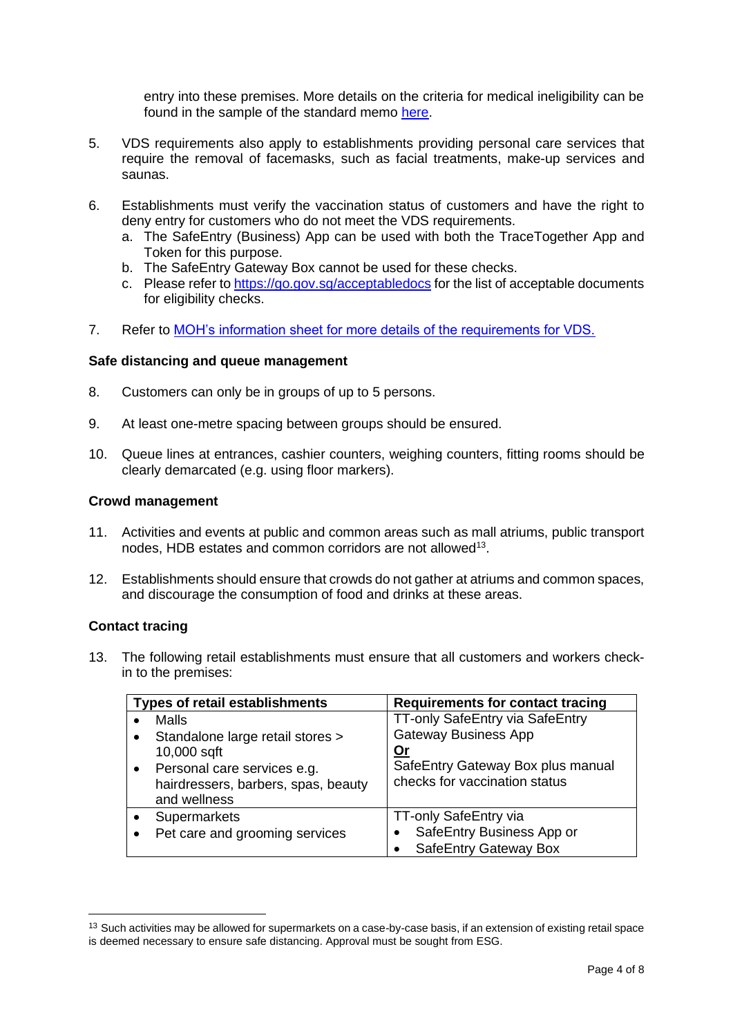entry into these premises. More details on the criteria for medical ineligibility can be found in the sample of the standard memo [here](here).

5. VDS requirements also apply to establishments providing personal care services that require the removal of facemasks, such as facial treatments, make-up services and saunas.

6. Establishments must verify the vaccination status of customers and have the right to deny entry for customers who do not meet the VDS requirements.
   a. The SafeEntry (Business) App can be used with both the TraceTogether App and Token for this purpose.
   b. The SafeEntry Gateway Box cannot be used for these checks.
   c. Please refer to https://go.gov.sg/acceptabledocs for the list of acceptable documents for eligibility checks.

7. Refer to MOH's information sheet for more details of the requirements for VDS.

**Safe distancing and queue management**

8. Customers can only be in groups of up to 5 persons.

9. At least one-metre spacing between groups should be ensured.

10. Queue lines at entrances, cashier counters, weighing counters, fitting rooms should be clearly demarcated (e.g. using floor markers).

**Crowd management**

11. Activities and events at public and common areas such as mall atriums, public transport nodes, HDB estates and common corridors are not allowed[13].

12. Establishments should ensure that crowds do not gather at atriums and common spaces, and discourage the consumption of food and drinks at these areas.

**Contact tracing**

13. The following retail establishments must ensure that all customers and workers check-in to the premises:

| Types of retail establishments | Requirements for contact tracing |
| --- | --- |
| • Malls<br>• Standalone large retail stores > 10,000 sqft<br>• Personal care services e.g. hairdressers, barbers, spas, beauty and wellness | TT-only SafeEntry via SafeEntry Gateway Business App<br>**Or**<br>SafeEntry Gateway Box plus manual checks for vaccination status |
| • Supermarkets<br>• Pet care and grooming services | TT-only SafeEntry via<br>• SafeEntry Business App or<br>• SafeEntry Gateway Box |

[13] Such activities may be allowed for supermarkets on a case-by-case basis, if an extension of existing retail space is deemed necessary to ensure safe distancing. Approval must be sought from ESG.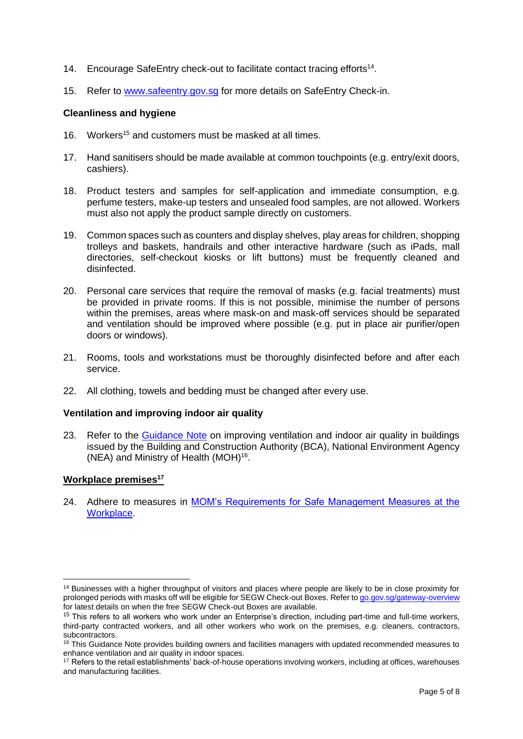14. Encourage SafeEntry check-out to facilitate contact tracing efforts[14].

15. Refer to [www.safeentry.gov.sg](http://www.safeentry.gov.sg) for more details on SafeEntry Check-in.

**Cleanliness and hygiene**

16. Workers[15] and customers must be masked at all times.

17. Hand sanitisers should be made available at common touchpoints (e.g. entry/exit doors, cashiers).

18. Product testers and samples for self-application and immediate consumption, e.g. perfume testers, make-up testers and unsealed food samples, are not allowed. Workers must also not apply the product sample directly on customers.

19. Common spaces such as counters and display shelves, play areas for children, shopping trolleys and baskets, handrails and other interactive hardware (such as iPads, mall directories, self-checkout kiosks or lift buttons) must be frequently cleaned and disinfected.

20. Personal care services that require the removal of masks (e.g. facial treatments) must be provided in private rooms. If this is not possible, minimise the number of persons within the premises, areas where mask-on and mask-off services should be separated and ventilation should be improved where possible (e.g. put in place air purifier/open doors or windows).

21. Rooms, tools and workstations must be thoroughly disinfected before and after each service.

22. All clothing, towels and bedding must be changed after every use.

**Ventilation and improving indoor air quality**

23. Refer to the Guidance Note on improving ventilation and indoor air quality in buildings issued by the Building and Construction Authority (BCA), National Environment Agency (NEA) and Ministry of Health (MOH)[16].

**Workplace premises[17]**

24. Adhere to measures in MOM's Requirements for Safe Management Measures at the Workplace.

---

[14] Businesses with a higher throughput of visitors and places where people are likely to be in close proximity for prolonged periods with masks off will be eligible for SEGW Check-out Boxes. Refer to go.gov.sg/gateway-overview for latest details on when the free SEGW Check-out Boxes are available.

[15] This refers to all workers who work under an Enterprise's direction, including part-time and full-time workers, third-party contracted workers, and all other workers who work on the premises, e.g. cleaners, contractors, subcontractors.

[16] This Guidance Note provides building owners and facilities managers with updated recommended measures to enhance ventilation and air quality in indoor spaces.

[17] Refers to the retail establishments' back-of-house operations involving workers, including at offices, warehouses and manufacturing facilities.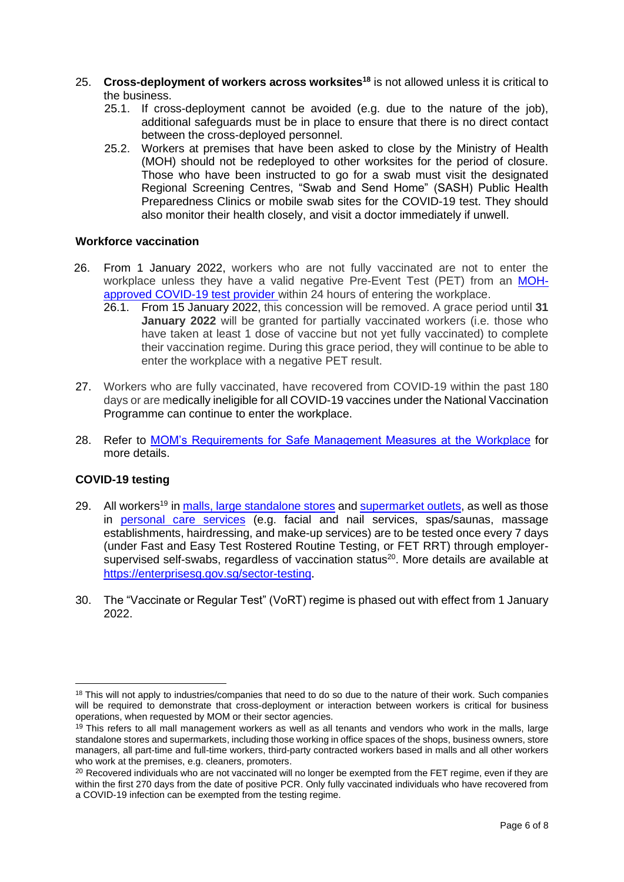25. **Cross-deployment of workers across worksites**[18] is not allowed unless it is critical to the business.
    - 25.1. If cross-deployment cannot be avoided (e.g. due to the nature of the job), additional safeguards must be in place to ensure that there is no direct contact between the cross-deployed personnel.
    - 25.2. Workers at premises that have been asked to close by the Ministry of Health (MOH) should not be redeployed to other worksites for the period of closure. Those who have been instructed to go for a swab must visit the designated Regional Screening Centres, "Swab and Send Home" (SASH) Public Health Preparedness Clinics or mobile swab sites for the COVID-19 test. They should also monitor their health closely, and visit a doctor immediately if unwell.

### Workforce vaccination

26. From 1 January 2022, workers who are not fully vaccinated are not to enter the workplace unless they have a valid negative Pre-Event Test (PET) from an MOH-approved COVID-19 test provider within 24 hours of entering the workplace.
    - 26.1. From 15 January 2022, this concession will be removed. A grace period until **31 January 2022** will be granted for partially vaccinated workers (i.e. those who have taken at least 1 dose of vaccine but not yet fully vaccinated) to complete their vaccination regime. During this grace period, they will continue to be able to enter the workplace with a negative PET result.

27. Workers who are fully vaccinated, have recovered from COVID-19 within the past 180 days or are medically ineligible for all COVID-19 vaccines under the National Vaccination Programme can continue to enter the workplace.

28. Refer to MOM's Requirements for Safe Management Measures at the Workplace for more details.

### COVID-19 testing

29. All workers[19] in malls, large standalone stores and supermarket outlets, as well as those in personal care services (e.g. facial and nail services, spas/saunas, massage establishments, hairdressing, and make-up services) are to be tested once every 7 days (under Fast and Easy Test Rostered Routine Testing, or FET RRT) through employer-supervised self-swabs, regardless of vaccination status[20]. More details are available at https://enterprisesg.gov.sg/sector-testing.

30. The "Vaccinate or Regular Test" (VoRT) regime is phased out with effect from 1 January 2022.

---

[18] This will not apply to industries/companies that need to do so due to the nature of their work. Such companies will be required to demonstrate that cross-deployment or interaction between workers is critical for business operations, when requested by MOM or their sector agencies.

[19] This refers to all mall management workers as well as all tenants and vendors who work in the malls, large standalone stores and supermarkets, including those working in office spaces of the shops, business owners, store managers, all part-time and full-time workers, third-party contracted workers based in malls and all other workers who work at the premises, e.g. cleaners, promoters.

[20] Recovered individuals who are not vaccinated will no longer be exempted from the FET regime, even if they are within the first 270 days from the date of positive PCR. Only fully vaccinated individuals who have recovered from a COVID-19 infection can be exempted from the testing regime.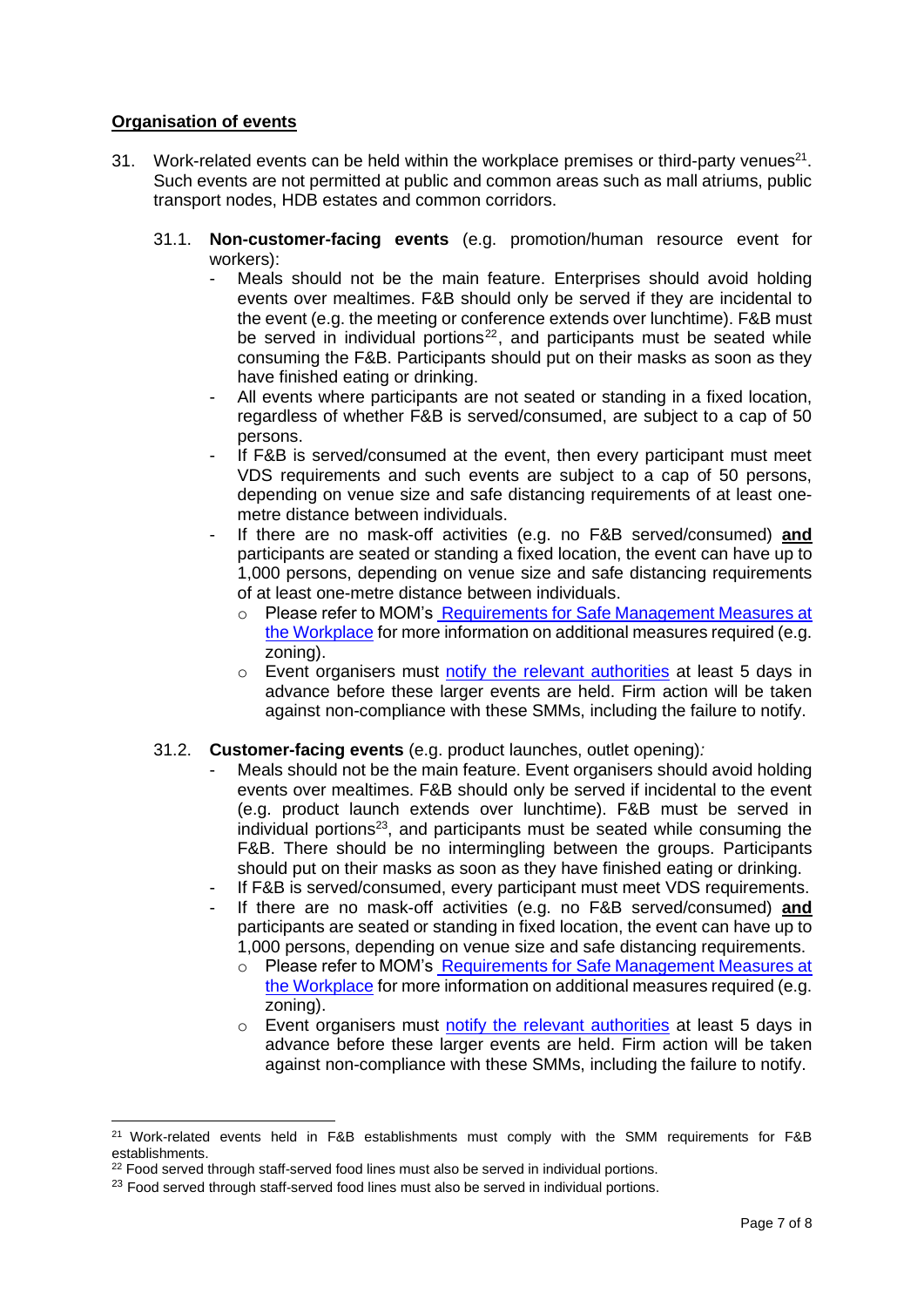**Organisation of events**

31. Work-related events can be held within the workplace premises or third-party venues[21]. Such events are not permitted at public and common areas such as mall atriums, public transport nodes, HDB estates and common corridors.

    31.1. **Non-customer-facing events** (e.g. promotion/human resource event for workers):

    - Meals should not be the main feature. Enterprises should avoid holding events over mealtimes. F&B should only be served if they are incidental to the event (e.g. the meeting or conference extends over lunchtime). F&B must be served in individual portions[22], and participants must be seated while consuming the F&B. Participants should put on their masks as soon as they have finished eating or drinking.
    - All events where participants are not seated or standing in a fixed location, regardless of whether F&B is served/consumed, are subject to a cap of 50 persons.
    - If F&B is served/consumed at the event, then every participant must meet VDS requirements and such events are subject to a cap of 50 persons, depending on venue size and safe distancing requirements of at least one-metre distance between individuals.
    - If there are no mask-off activities (e.g. no F&B served/consumed) **and** participants are seated or standing a fixed location, the event can have up to 1,000 persons, depending on venue size and safe distancing requirements of at least one-metre distance between individuals.
        - Please refer to MOM's [Requirements for Safe Management Measures at the Workplace]() for more information on additional measures required (e.g. zoning).
        - Event organisers must [notify the relevant authorities]() at least 5 days in advance before these larger events are held. Firm action will be taken against non-compliance with these SMMs, including the failure to notify.

    31.2. **Customer-facing events** (e.g. product launches, outlet opening)*:*

    - Meals should not be the main feature. Event organisers should avoid holding events over mealtimes. F&B should only be served if incidental to the event (e.g. product launch extends over lunchtime). F&B must be served in individual portions[23], and participants must be seated while consuming the F&B. There should be no intermingling between the groups. Participants should put on their masks as soon as they have finished eating or drinking.
    - If F&B is served/consumed, every participant must meet VDS requirements.
    - If there are no mask-off activities (e.g. no F&B served/consumed) **and** participants are seated or standing in fixed location, the event can have up to 1,000 persons, depending on venue size and safe distancing requirements.
        - Please refer to MOM's [Requirements for Safe Management Measures at the Workplace]() for more information on additional measures required (e.g. zoning).
        - Event organisers must [notify the relevant authorities]() at least 5 days in advance before these larger events are held. Firm action will be taken against non-compliance with these SMMs, including the failure to notify.

---

[21] Work-related events held in F&B establishments must comply with the SMM requirements for F&B establishments.

[22] Food served through staff-served food lines must also be served in individual portions.

[23] Food served through staff-served food lines must also be served in individual portions.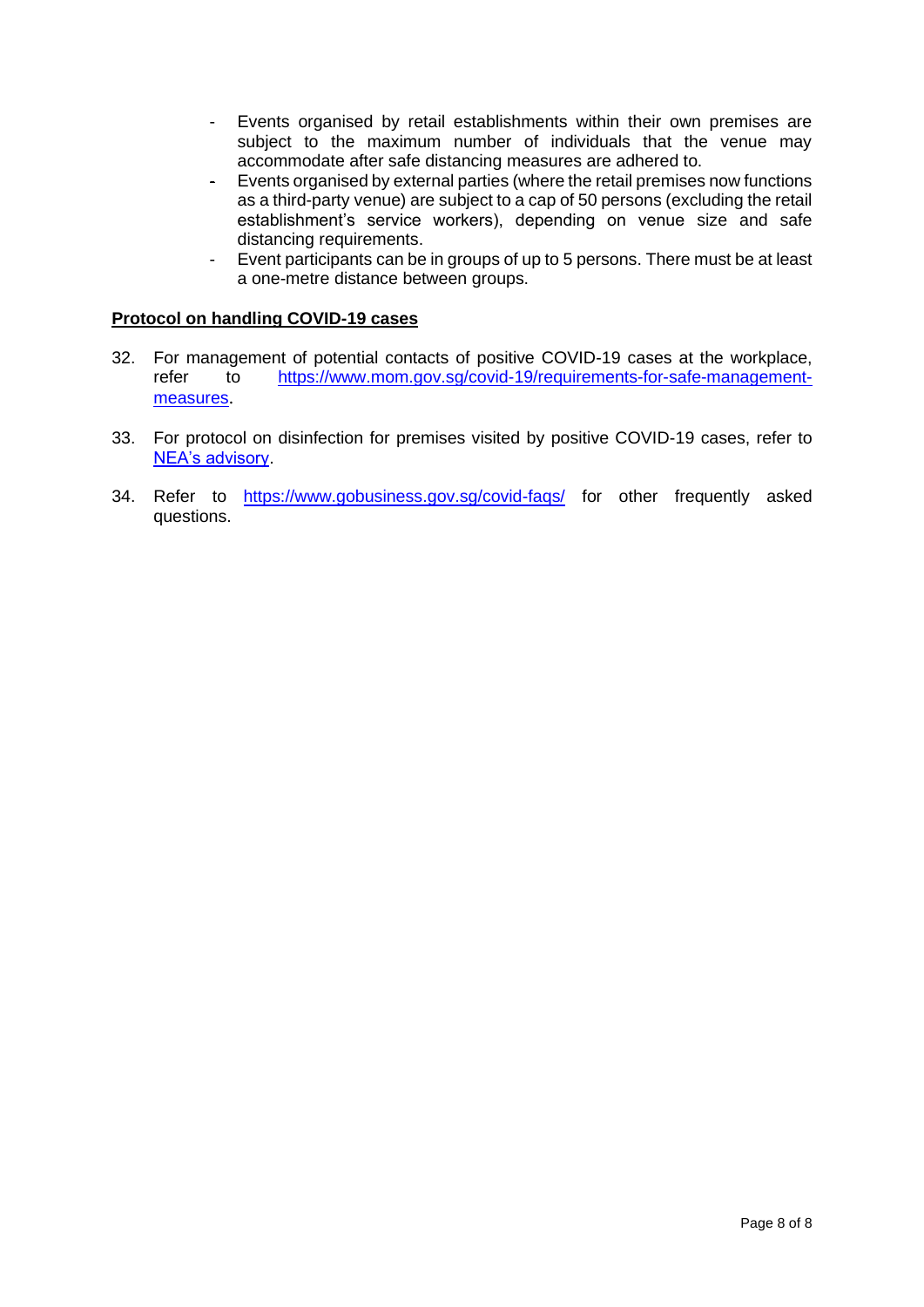- Events organised by retail establishments within their own premises are subject to the maximum number of individuals that the venue may accommodate after safe distancing measures are adhered to.
- Events organised by external parties (where the retail premises now functions as a third-party venue) are subject to a cap of 50 persons (excluding the retail establishment's service workers), depending on venue size and safe distancing requirements.
- Event participants can be in groups of up to 5 persons. There must be at least a one-metre distance between groups.

**Protocol on handling COVID-19 cases**

32. For management of potential contacts of positive COVID-19 cases at the workplace, refer to [https://www.mom.gov.sg/covid-19/requirements-for-safe-management-measures](https://www.mom.gov.sg/covid-19/requirements-for-safe-management-measures).

33. For protocol on disinfection for premises visited by positive COVID-19 cases, refer to NEA's advisory.

34. Refer to [https://www.gobusiness.gov.sg/covid-faqs/](https://www.gobusiness.gov.sg/covid-faqs/) for other frequently asked questions.